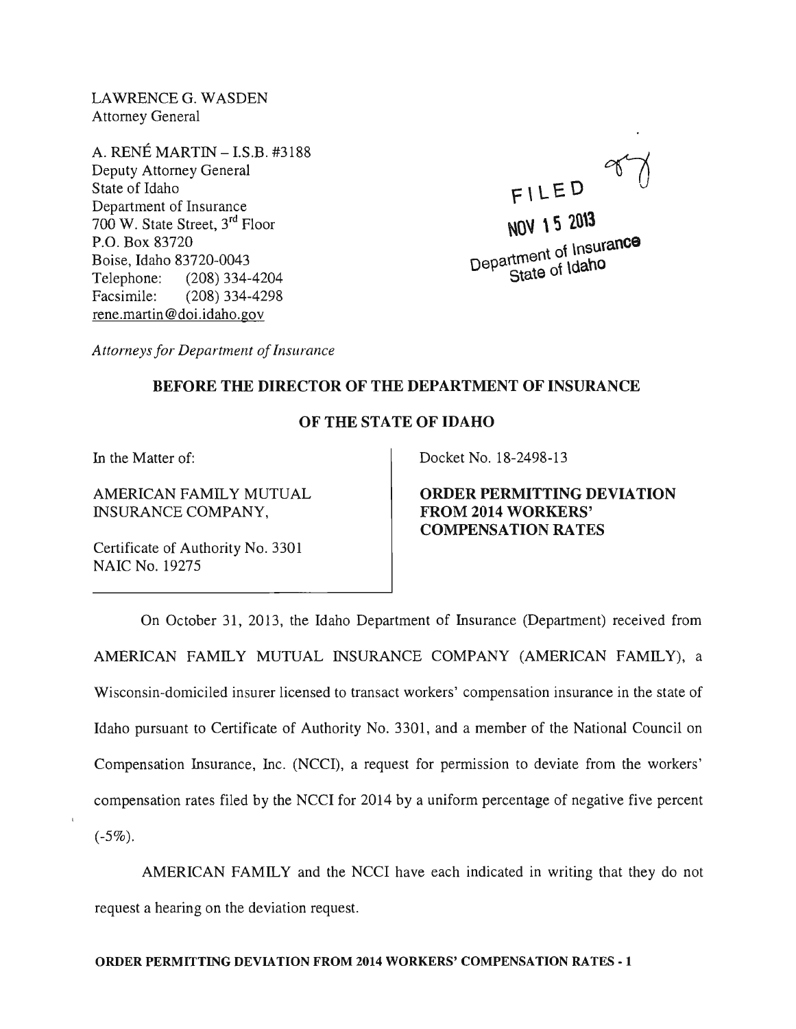LAWRENCE G. WASDEN
Attorney General

A. RENÉ MARTIN – I.S.B. #3188
Deputy Attorney General
State of Idaho
Department of Insurance
700 W. State Street, 3rd Floor
P.O. Box 83720
Boise, Idaho 83720-0043
Telephone: (208) 334-4204
Facsimile: (208) 334-4298
rene.martin@doi.idaho.gov

FILED
NOV 15 2013
Department of Insurance
State of Idaho

*Attorneys for Department of Insurance*

**BEFORE THE DIRECTOR OF THE DEPARTMENT OF INSURANCE**

**OF THE STATE OF IDAHO**

In the Matter of:

AMERICAN FAMILY MUTUAL INSURANCE COMPANY,

Certificate of Authority No. 3301
NAIC No. 19275

Docket No. 18-2498-13

**ORDER PERMITTING DEVIATION FROM 2014 WORKERS' COMPENSATION RATES**

On October 31, 2013, the Idaho Department of Insurance (Department) received from AMERICAN FAMILY MUTUAL INSURANCE COMPANY (AMERICAN FAMILY), a Wisconsin-domiciled insurer licensed to transact workers' compensation insurance in the state of Idaho pursuant to Certificate of Authority No. 3301, and a member of the National Council on Compensation Insurance, Inc. (NCCI), a request for permission to deviate from the workers' compensation rates filed by the NCCI for 2014 by a uniform percentage of negative five percent (-5%).

AMERICAN FAMILY and the NCCI have each indicated in writing that they do not request a hearing on the deviation request.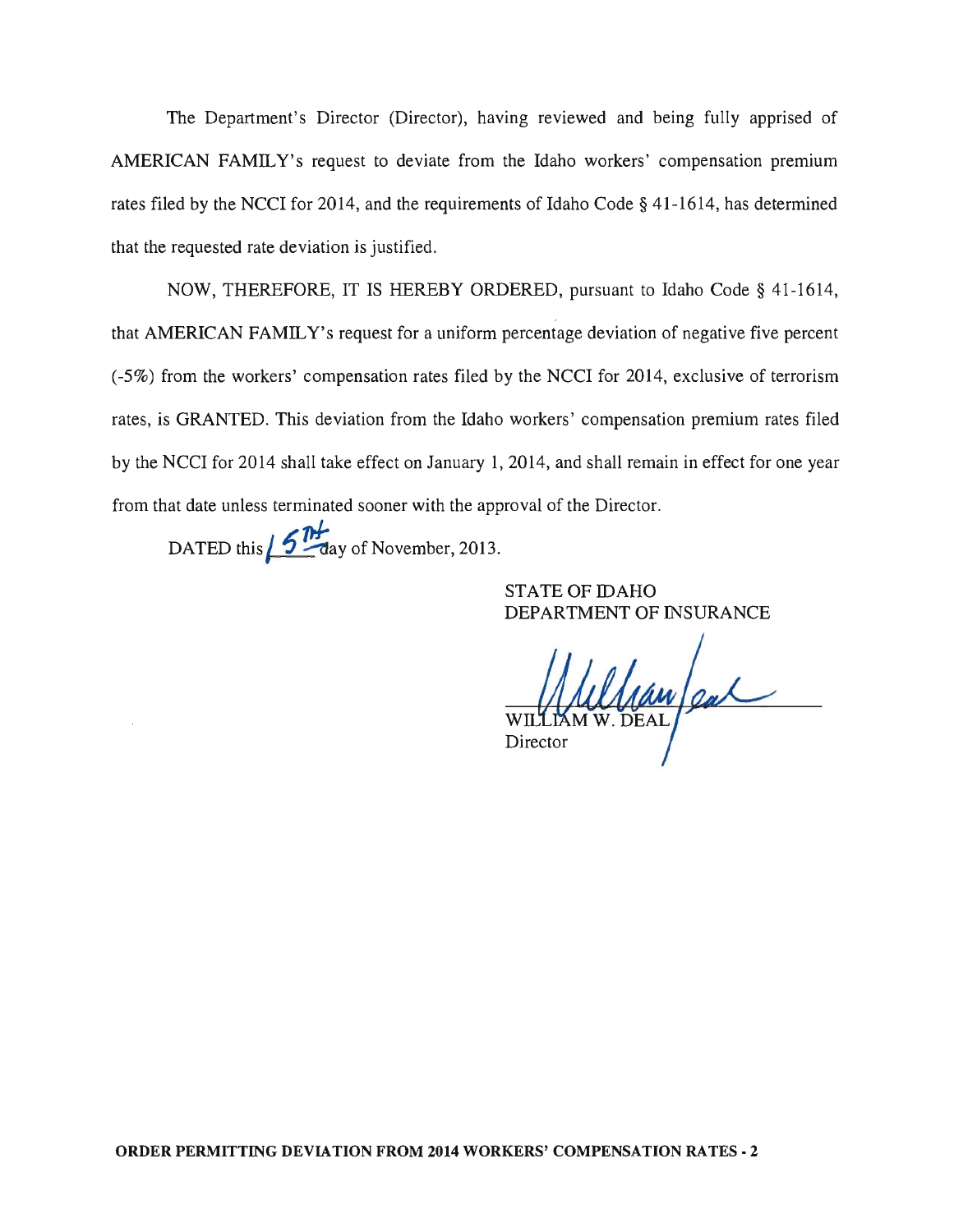The Department's Director (Director), having reviewed and being fully apprised of AMERICAN FAMILY's request to deviate from the Idaho workers' compensation premium rates filed by the NCCI for 2014, and the requirements of Idaho Code § 41-1614, has determined that the requested rate deviation is justified.

NOW, THEREFORE, IT IS HEREBY ORDERED, pursuant to Idaho Code § 41-1614, that AMERICAN FAMILY's request for a uniform percentage deviation of negative five percent (-5%) from the workers' compensation rates filed by the NCCI for 2014, exclusive of terrorism rates, is GRANTED. This deviation from the Idaho workers' compensation premium rates filed by the NCCI for 2014 shall take effect on January 1, 2014, and shall remain in effect for one year from that date unless terminated sooner with the approval of the Director.

DATED this 5TH day of November, 2013.

STATE OF IDAHO
DEPARTMENT OF INSURANCE

WILLIAM W. DEAL
Director

**ORDER PERMITTING DEVIATION FROM 2014 WORKERS' COMPENSATION RATES - 2**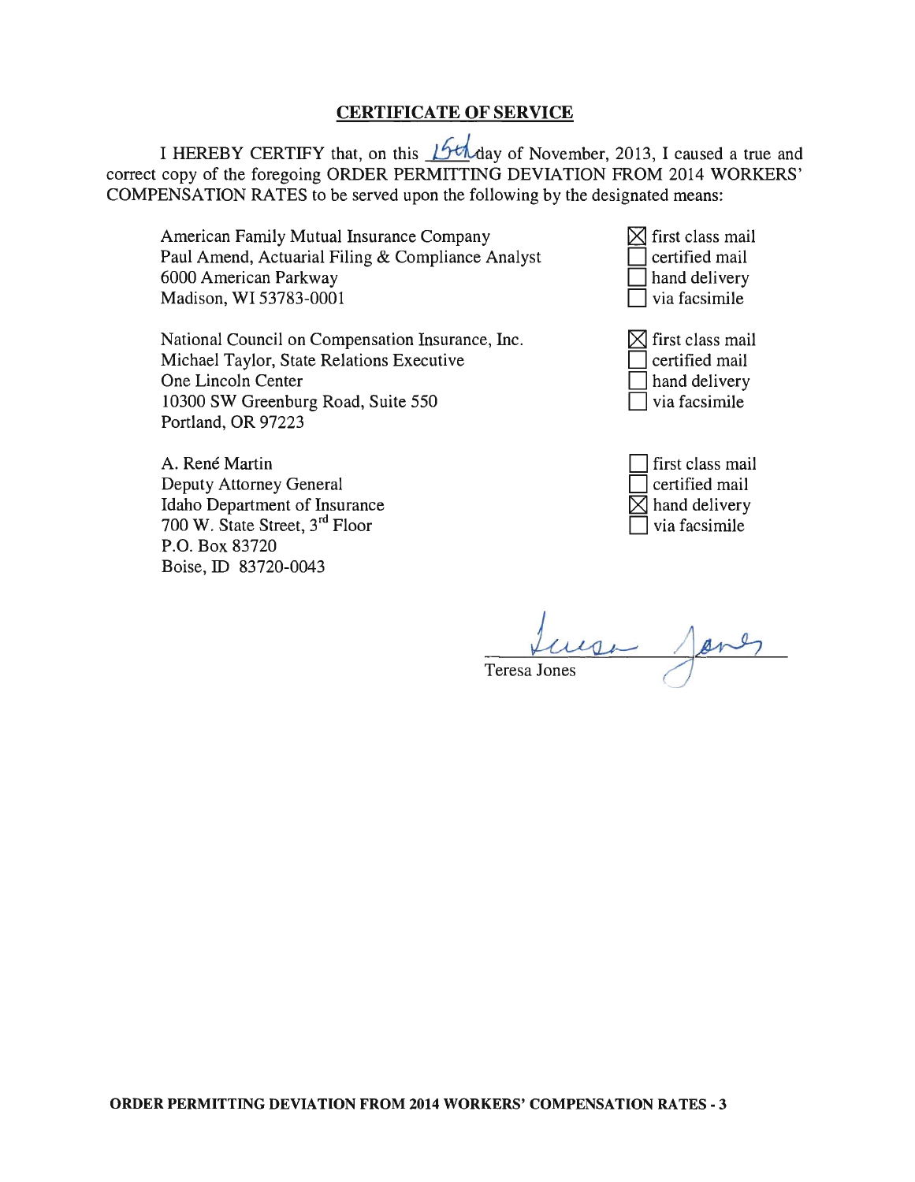## CERTIFICATE OF SERVICE

I HEREBY CERTIFY that, on this 15th day of November, 2013, I caused a true and correct copy of the foregoing ORDER PERMITTING DEVIATION FROM 2014 WORKERS' COMPENSATION RATES to be served upon the following by the designated means:

| | |
|---|---|
| American Family Mutual Insurance Company<br>Paul Amend, Actuarial Filing & Compliance Analyst<br>6000 American Parkway<br>Madison, WI 53783-0001 | ☒ first class mail<br>☐ certified mail<br>☐ hand delivery<br>☐ via facsimile |
| National Council on Compensation Insurance, Inc.<br>Michael Taylor, State Relations Executive<br>One Lincoln Center<br>10300 SW Greenburg Road, Suite 550<br>Portland, OR 97223 | ☒ first class mail<br>☐ certified mail<br>☐ hand delivery<br>☐ via facsimile |
| A. René Martin<br>Deputy Attorney General<br>Idaho Department of Insurance<br>700 W. State Street, 3rd Floor<br>P.O. Box 83720<br>Boise, ID 83720-0043 | ☐ first class mail<br>☐ certified mail<br>☒ hand delivery<br>☐ via facsimile |

Teresa Jones